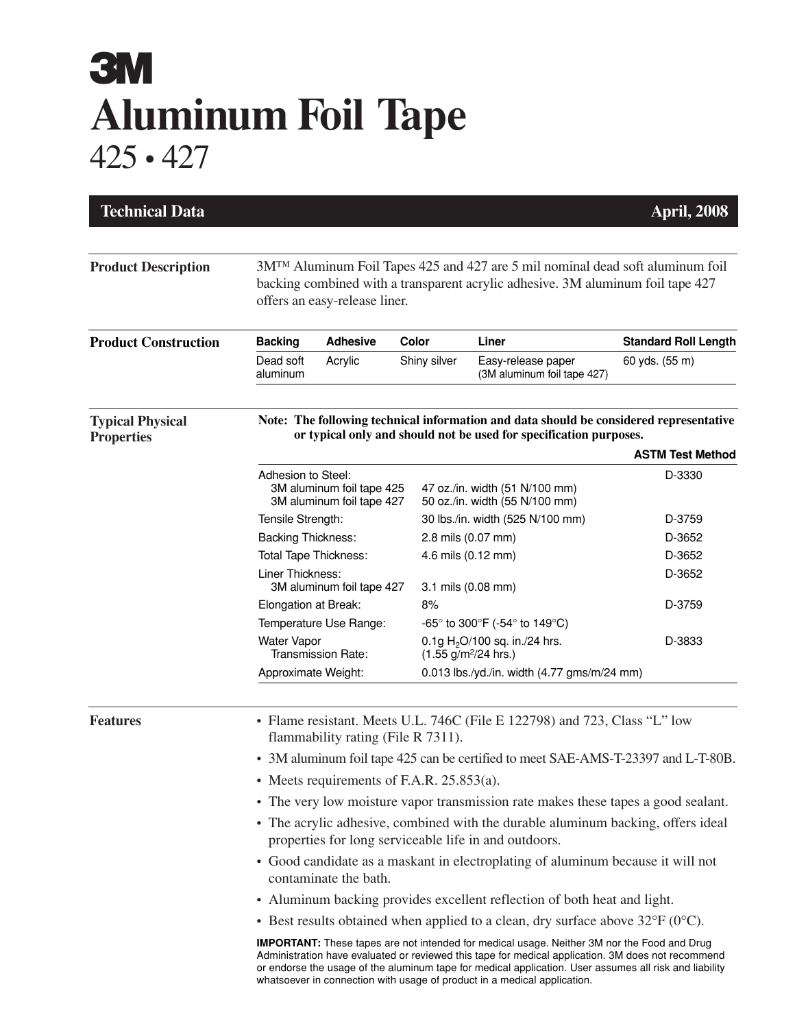# 3M

# Aluminum Foil Tape

## 425 • 427

**Technical Data** — **April, 2008**

---

**Product Description**

3M™ Aluminum Foil Tapes 425 and 427 are 5 mil nominal dead soft aluminum foil backing combined with a transparent acrylic adhesive. 3M aluminum foil tape 427 offers an easy-release liner.

**Product Construction**

| Backing | Adhesive | Color | Liner | Standard Roll Length |
|---|---|---|---|---|
| Dead soft aluminum | Acrylic | Shiny silver | Easy-release paper (3M aluminum foil tape 427) | 60 yds. (55 m) |

**Typical Physical Properties**

**Note: The following technical information and data should be considered representative or typical only and should not be used for specification purposes.**

| Property | Value | ASTM Test Method |
|---|---|---|
| Adhesion to Steel: | | D-3330 |
| 3M aluminum foil tape 425 | 47 oz./in. width (51 N/100 mm) | |
| 3M aluminum foil tape 427 | 50 oz./in. width (55 N/100 mm) | |
| Tensile Strength: | 30 lbs./in. width (525 N/100 mm) | D-3759 |
| Backing Thickness: | 2.8 mils (0.07 mm) | D-3652 |
| Total Tape Thickness: | 4.6 mils (0.12 mm) | D-3652 |
| Liner Thickness: | | D-3652 |
| 3M aluminum foil tape 427 | 3.1 mils (0.08 mm) | |
| Elongation at Break: | 8% | D-3759 |
| Temperature Use Range: | -65° to 300°F (-54° to 149°C) | |
| Water Vapor Transmission Rate: | 0.1g $H_2O$/100 sq. in./24 hrs. (1.55 $g/m^2$/24 hrs.) | D-3833 |
| Approximate Weight: | 0.013 lbs./yd./in. width (4.77 gms/m/24 mm) | |

**Features**

- Flame resistant. Meets U.L. 746C (File E 122798) and 723, Class "L" low flammability rating (File R 7311).
- 3M aluminum foil tape 425 can be certified to meet SAE-AMS-T-23397 and L-T-80B.
- Meets requirements of F.A.R. 25.853(a).
- The very low moisture vapor transmission rate makes these tapes a good sealant.
- The acrylic adhesive, combined with the durable aluminum backing, offers ideal properties for long serviceable life in and outdoors.
- Good candidate as a maskant in electroplating of aluminum because it will not contaminate the bath.
- Aluminum backing provides excellent reflection of both heat and light.
- Best results obtained when applied to a clean, dry surface above 32°F (0°C).

**IMPORTANT:** These tapes are not intended for medical usage. Neither 3M nor the Food and Drug Administration have evaluated or reviewed this tape for medical application. 3M does not recommend or endorse the usage of the aluminum tape for medical application. User assumes all risk and liability whatsoever in connection with usage of product in a medical application.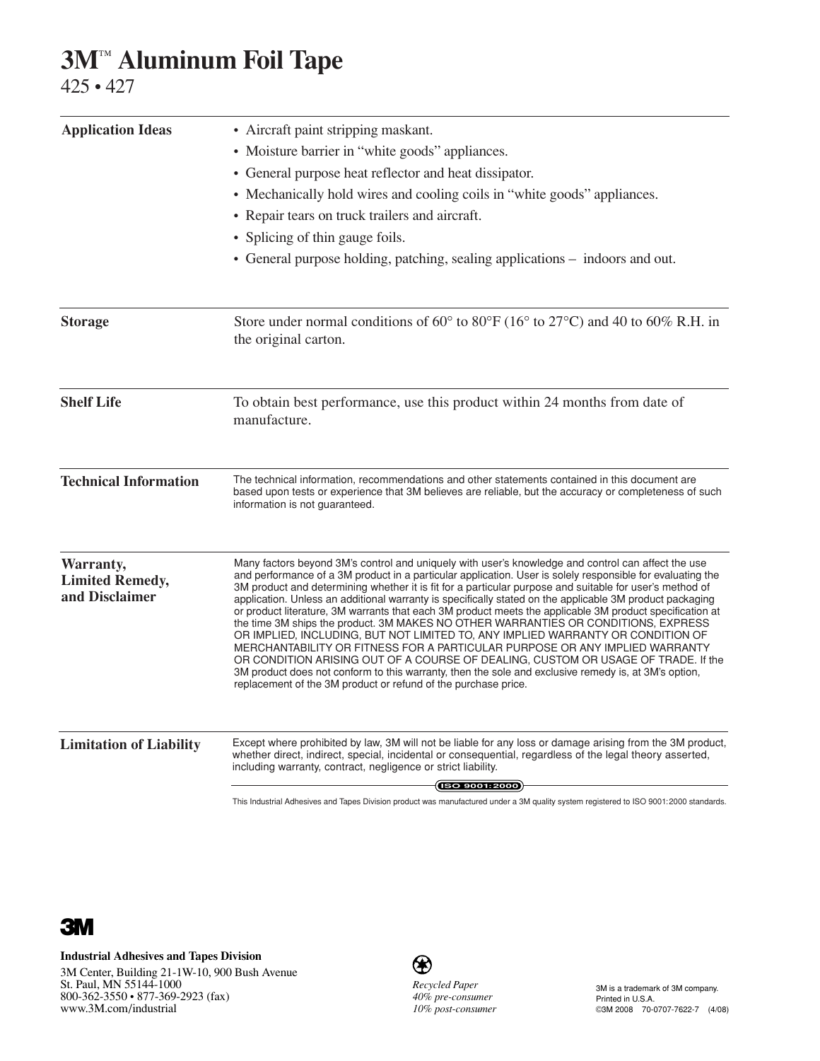# 3M™ Aluminum Foil Tape

425 • 427

**Application Ideas**

- Aircraft paint stripping maskant.
- Moisture barrier in "white goods" appliances.
- General purpose heat reflector and heat dissipator.
- Mechanically hold wires and cooling coils in "white goods" appliances.
- Repair tears on truck trailers and aircraft.
- Splicing of thin gauge foils.
- General purpose holding, patching, sealing applications – indoors and out.

**Storage**

Store under normal conditions of 60° to 80°F (16° to 27°C) and 40 to 60% R.H. in the original carton.

**Shelf Life**

To obtain best performance, use this product within 24 months from date of manufacture.

**Technical Information**

The technical information, recommendations and other statements contained in this document are based upon tests or experience that 3M believes are reliable, but the accuracy or completeness of such information is not guaranteed.

**Warranty, Limited Remedy, and Disclaimer**

Many factors beyond 3M's control and uniquely with user's knowledge and control can affect the use and performance of a 3M product in a particular application. User is solely responsible for evaluating the 3M product and determining whether it is fit for a particular purpose and suitable for user's method of application. Unless an additional warranty is specifically stated on the applicable 3M product packaging or product literature, 3M warrants that each 3M product meets the applicable 3M product specification at the time 3M ships the product. 3M MAKES NO OTHER WARRANTIES OR CONDITIONS, EXPRESS OR IMPLIED, INCLUDING, BUT NOT LIMITED TO, ANY IMPLIED WARRANTY OR CONDITION OF MERCHANTABILITY OR FITNESS FOR A PARTICULAR PURPOSE OR ANY IMPLIED WARRANTY OR CONDITION ARISING OUT OF A COURSE OF DEALING, CUSTOM OR USAGE OF TRADE. If the 3M product does not conform to this warranty, then the sole and exclusive remedy is, at 3M's option, replacement of the 3M product or refund of the purchase price.

**Limitation of Liability**

Except where prohibited by law, 3M will not be liable for any loss or damage arising from the 3M product, whether direct, indirect, special, incidental or consequential, regardless of the legal theory asserted, including warranty, contract, negligence or strict liability.

ISO 9001:2000

This Industrial Adhesives and Tapes Division product was manufactured under a 3M quality system registered to ISO 9001:2000 standards.

3M

**Industrial Adhesives and Tapes Division**
3M Center, Building 21-1W-10, 900 Bush Avenue
St. Paul, MN 55144-1000
800-362-3550 • 877-369-2923 (fax)
www.3M.com/industrial

*Recycled Paper*
*40% pre-consumer*
*10% post-consumer*

3M is a trademark of 3M company.
Printed in U.S.A.
©3M 2008 70-0707-7622-7 (4/08)